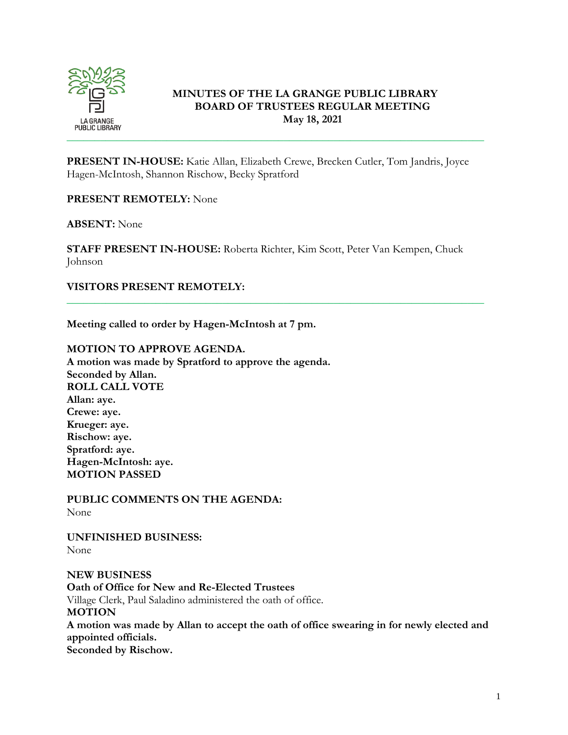# MINUTES OF THE LA GRANGE PUBLIC LIBRARY BOARD OF TRUSTEES REGULAR MEETING

**May 18, 2021**

---

**PRESENT IN-HOUSE:** Katie Allan, Elizabeth Crewe, Brecken Cutler, Tom Jandris, Joyce Hagen-McIntosh, Shannon Rischow, Becky Spratford

**PRESENT REMOTELY:** None

**ABSENT:** None

**STAFF PRESENT IN-HOUSE:** Roberta Richter, Kim Scott, Peter Van Kempen, Chuck Johnson

**VISITORS PRESENT REMOTELY:**

---

**Meeting called to order by Hagen-McIntosh at 7 pm.**

**MOTION TO APPROVE AGENDA.**
**A motion was made by Spratford to approve the agenda.**
**Seconded by Allan.**
**ROLL CALL VOTE**
**Allan: aye.**
**Crewe: aye.**
**Krueger: aye.**
**Rischow: aye.**
**Spratford: aye.**
**Hagen-McIntosh: aye.**
**MOTION PASSED**

**PUBLIC COMMENTS ON THE AGENDA:**
None

**UNFINISHED BUSINESS:**
None

**NEW BUSINESS**
**Oath of Office for New and Re-Elected Trustees**
Village Clerk, Paul Saladino administered the oath of office.
**MOTION**
**A motion was made by Allan to accept the oath of office swearing in for newly elected and appointed officials.**
**Seconded by Rischow.**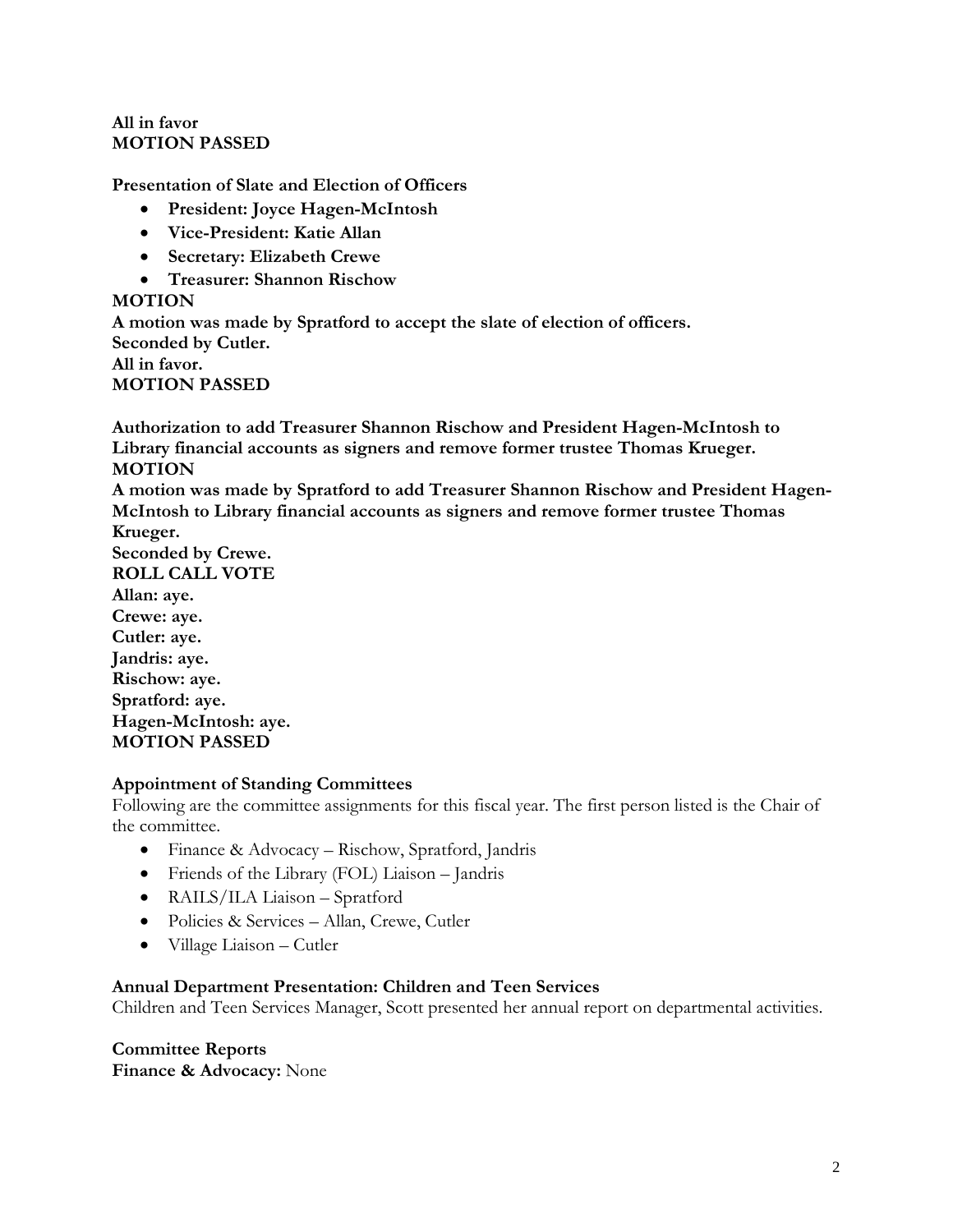**All in favor**
**MOTION PASSED**

**Presentation of Slate and Election of Officers**

- **President: Joyce Hagen-McIntosh**
- **Vice-President: Katie Allan**
- **Secretary: Elizabeth Crewe**
- **Treasurer: Shannon Rischow**

**MOTION**
**A motion was made by Spratford to accept the slate of election of officers.**
**Seconded by Cutler.**
**All in favor.**
**MOTION PASSED**

**Authorization to add Treasurer Shannon Rischow and President Hagen-McIntosh to Library financial accounts as signers and remove former trustee Thomas Krueger.**
**MOTION**
**A motion was made by Spratford to add Treasurer Shannon Rischow and President Hagen-McIntosh to Library financial accounts as signers and remove former trustee Thomas Krueger.**
**Seconded by Crewe.**
**ROLL CALL VOTE**
**Allan: aye.**
**Crewe: aye.**
**Cutler: aye.**
**Jandris: aye.**
**Rischow: aye.**
**Spratford: aye.**
**Hagen-McIntosh: aye.**
**MOTION PASSED**

**Appointment of Standing Committees**
Following are the committee assignments for this fiscal year. The first person listed is the Chair of the committee.

- Finance & Advocacy – Rischow, Spratford, Jandris
- Friends of the Library (FOL) Liaison – Jandris
- RAILS/ILA Liaison – Spratford
- Policies & Services – Allan, Crewe, Cutler
- Village Liaison – Cutler

**Annual Department Presentation: Children and Teen Services**
Children and Teen Services Manager, Scott presented her annual report on departmental activities.

**Committee Reports**
**Finance & Advocacy:** None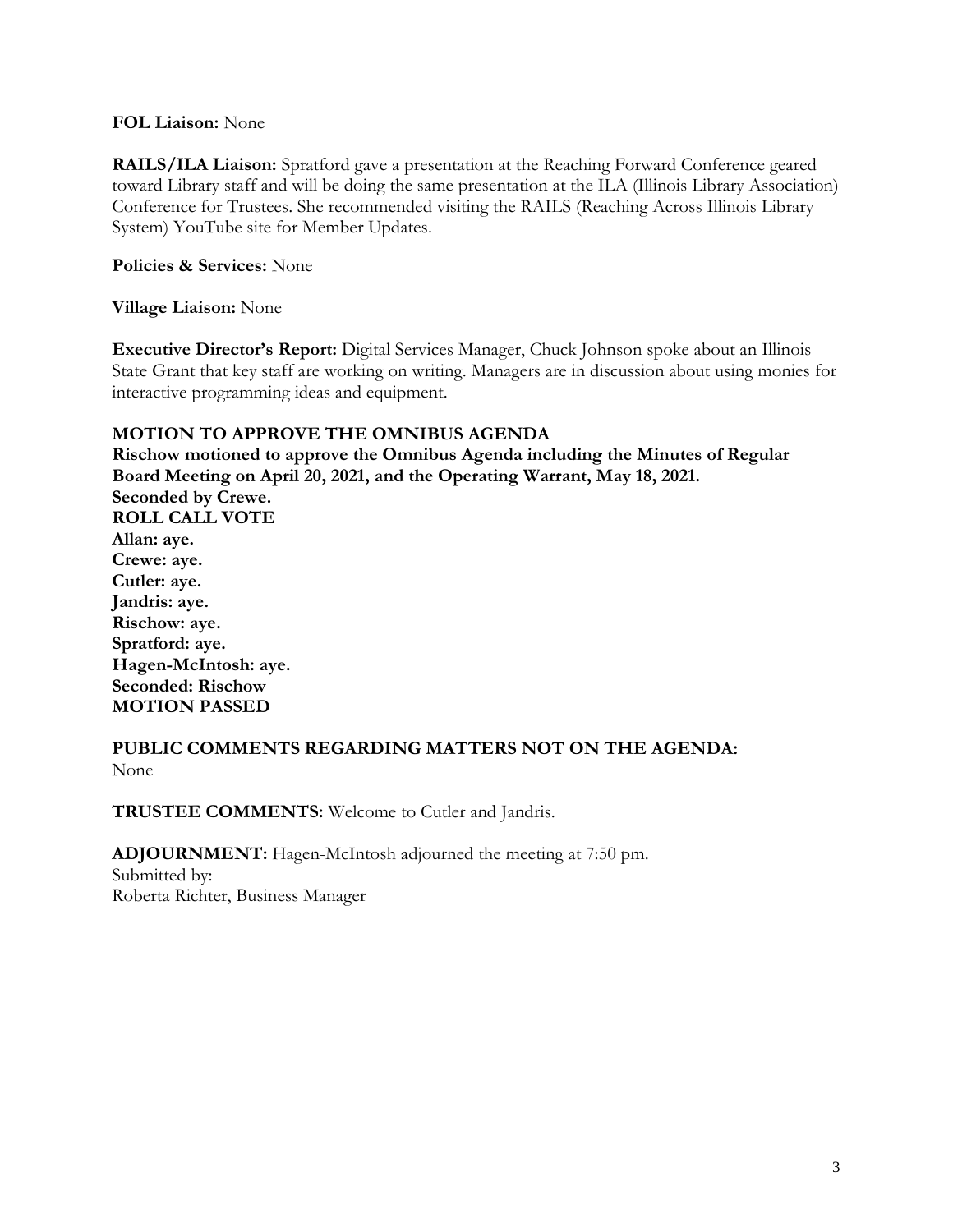**FOL Liaison:** None

**RAILS/ILA Liaison:** Spratford gave a presentation at the Reaching Forward Conference geared toward Library staff and will be doing the same presentation at the ILA (Illinois Library Association) Conference for Trustees. She recommended visiting the RAILS (Reaching Across Illinois Library System) YouTube site for Member Updates.

**Policies & Services:** None

**Village Liaison:** None

**Executive Director's Report:** Digital Services Manager, Chuck Johnson spoke about an Illinois State Grant that key staff are working on writing. Managers are in discussion about using monies for interactive programming ideas and equipment.

**MOTION TO APPROVE THE OMNIBUS AGENDA**
**Rischow motioned to approve the Omnibus Agenda including the Minutes of Regular Board Meeting on April 20, 2021, and the Operating Warrant, May 18, 2021.**
**Seconded by Crewe.**
**ROLL CALL VOTE**
**Allan: aye.**
**Crewe: aye.**
**Cutler: aye.**
**Jandris: aye.**
**Rischow: aye.**
**Spratford: aye.**
**Hagen-McIntosh: aye.**
**Seconded: Rischow**
**MOTION PASSED**

**PUBLIC COMMENTS REGARDING MATTERS NOT ON THE AGENDA:**
None

**TRUSTEE COMMENTS:** Welcome to Cutler and Jandris.

**ADJOURNMENT:** Hagen-McIntosh adjourned the meeting at 7:50 pm.
Submitted by:
Roberta Richter, Business Manager